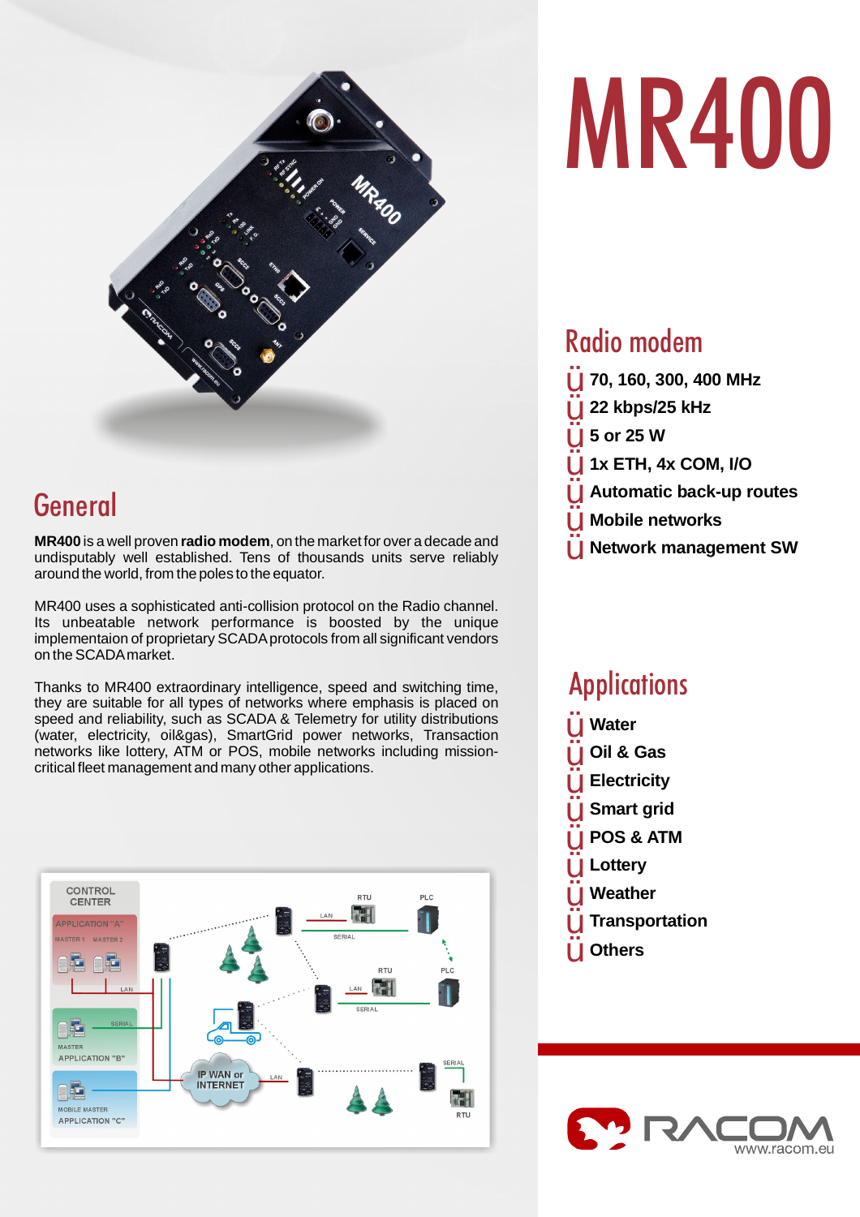# MR400

## General

**MR400** is a well proven **radio modem**, on the market for over a decade and undisputably well established. Tens of thousands units serve reliably around the world, from the poles to the equator.

MR400 uses a sophisticated anti-collision protocol on the Radio channel. Its unbeatable network performance is boosted by the unique implementaion of proprietary SCADA protocols from all significant vendors on the SCADA market.

Thanks to MR400 extraordinary intelligence, speed and switching time, they are suitable for all types of networks where emphasis is placed on speed and reliability, such as SCADA & Telemetry for utility distributions (water, electricity, oil&gas), SmartGrid power networks, Transaction networks like lottery, ATM or POS, mobile networks including mission-critical fleet management and many other applications.

## Radio modem

- **70, 160, 300, 400 MHz**
- **22 kbps/25 kHz**
- **5 or 25 W**
- **1x ETH, 4x COM, I/O**
- **Automatic back-up routes**
- **Mobile networks**
- **Network management SW**

## Applications

- **Water**
- **Oil & Gas**
- **Electricity**
- **Smart grid**
- **POS & ATM**
- **Lottery**
- **Weather**
- **Transportation**
- **Others**

RACOM
www.racom.eu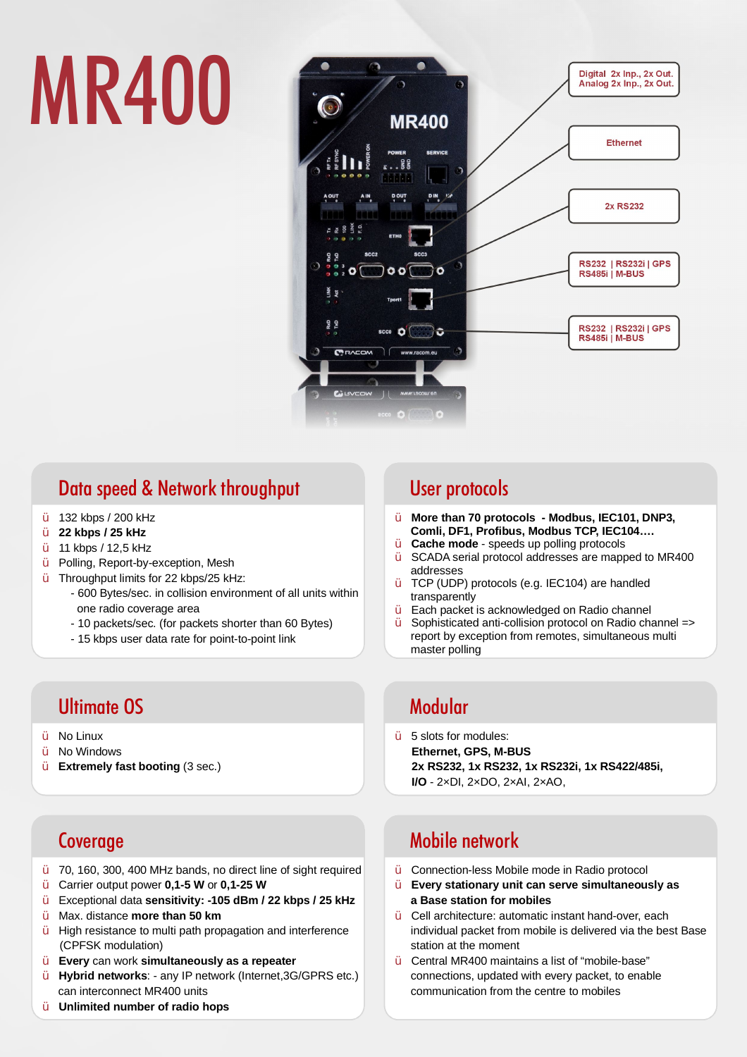# MR400

Digital 2x Inp., 2x Out.
Analog 2x Inp., 2x Out.

Ethernet

2x RS232

RS232 | RS232i | GPS
RS485i | M-BUS

RS232 | RS232i | GPS
RS485i | M-BUS

## Data speed & Network throughput

- 132 kbps / 200 kHz
- **22 kbps / 25 kHz**
- 11 kbps / 12,5 kHz
- Polling, Report-by-exception, Mesh
- Throughput limits for 22 kbps/25 kHz:
  - 600 Bytes/sec. in collision environment of all units within one radio coverage area
  - 10 packets/sec. (for packets shorter than 60 Bytes)
  - 15 kbps user data rate for point-to-point link

## User protocols

- **More than 70 protocols - Modbus, IEC101, DNP3, Comli, DF1, Profibus, Modbus TCP, IEC104….**
- **Cache mode** - speeds up polling protocols
- SCADA serial protocol addresses are mapped to MR400 addresses
- TCP (UDP) protocols (e.g. IEC104) are handled transparently
- Each packet is acknowledged on Radio channel
- Sophisticated anti-collision protocol on Radio channel => report by exception from remotes, simultaneous multi master polling

## Ultimate OS

- No Linux
- No Windows
- **Extremely fast booting** (3 sec.)

## Modular

- 5 slots for modules:
  **Ethernet, GPS, M-BUS**
  **2x RS232, 1x RS232, 1x RS232i, 1x RS422/485i,**
  **I/O** - 2×DI, 2×DO, 2×AI, 2×AO,

## Coverage

- 70, 160, 300, 400 MHz bands, no direct line of sight required
- Carrier output power **0,1-5 W** or **0,1-25 W**
- Exceptional data **sensitivity: -105 dBm / 22 kbps / 25 kHz**
- Max. distance **more than 50 km**
- High resistance to multi path propagation and interference (CPFSK modulation)
- **Every** can work **simultaneously as a repeater**
- **Hybrid networks**: - any IP network (Internet,3G/GPRS etc.) can interconnect MR400 units
- **Unlimited number of radio hops**

## Mobile network

- Connection-less Mobile mode in Radio protocol
- **Every stationary unit can serve simultaneously as a Base station for mobiles**
- Cell architecture: automatic instant hand-over, each individual packet from mobile is delivered via the best Base station at the moment
- Central MR400 maintains a list of "mobile-base" connections, updated with every packet, to enable communication from the centre to mobiles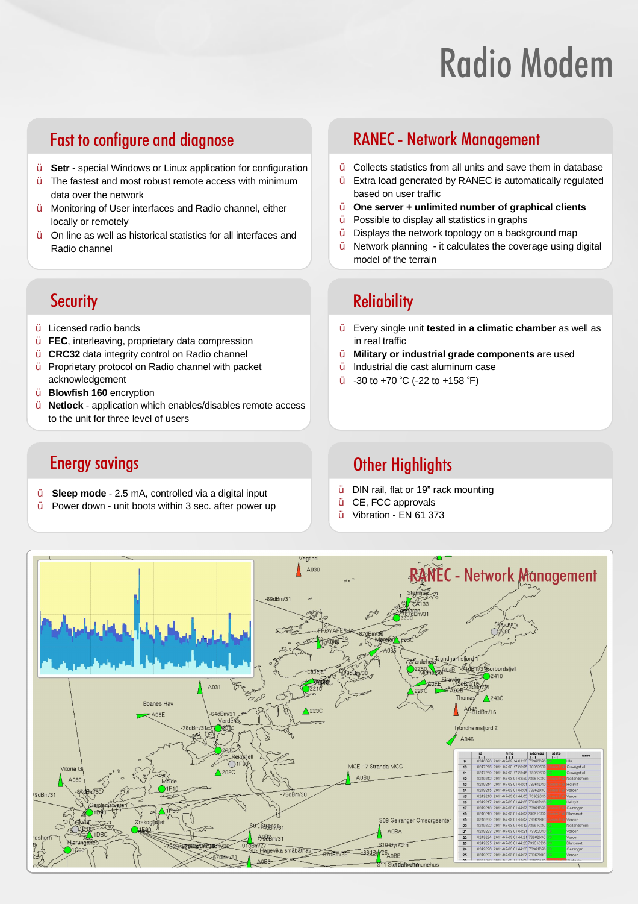# Radio Modem

## Fast to configure and diagnose

- **Setr** - special Windows or Linux application for configuration
- The fastest and most robust remote access with minimum data over the network
- Monitoring of User interfaces and Radio channel, either locally or remotely
- On line as well as historical statistics for all interfaces and Radio channel

## RANEC - Network Management

- Collects statistics from all units and save them in database
- Extra load generated by RANEC is automatically regulated based on user traffic
- **One server + unlimited number of graphical clients**
- Possible to display all statistics in graphs
- Displays the network topology on a background map
- Network planning - it calculates the coverage using digital model of the terrain

## Security

- Licensed radio bands
- **FEC**, interleaving, proprietary data compression
- **CRC32** data integrity control on Radio channel
- Proprietary protocol on Radio channel with packet acknowledgement
- **Blowfish 160** encryption
- **Netlock** - application which enables/disables remote access to the unit for three level of users

## Reliability

- Every single unit **tested in a climatic chamber** as well as in real traffic
- **Military or industrial grade components** are used
- Industrial die cast aluminum case
- -30 to +70 °C (-22 to +158 °F)

## Energy savings

- **Sleep mode** - 2.5 mA, controlled via a digital input
- Power down - unit boots within 3 sec. after power up

## Other Highlights

- DIN rail, flat or 19" rack mounting
- CE, FCC approvals
- Vibration - EN 61 373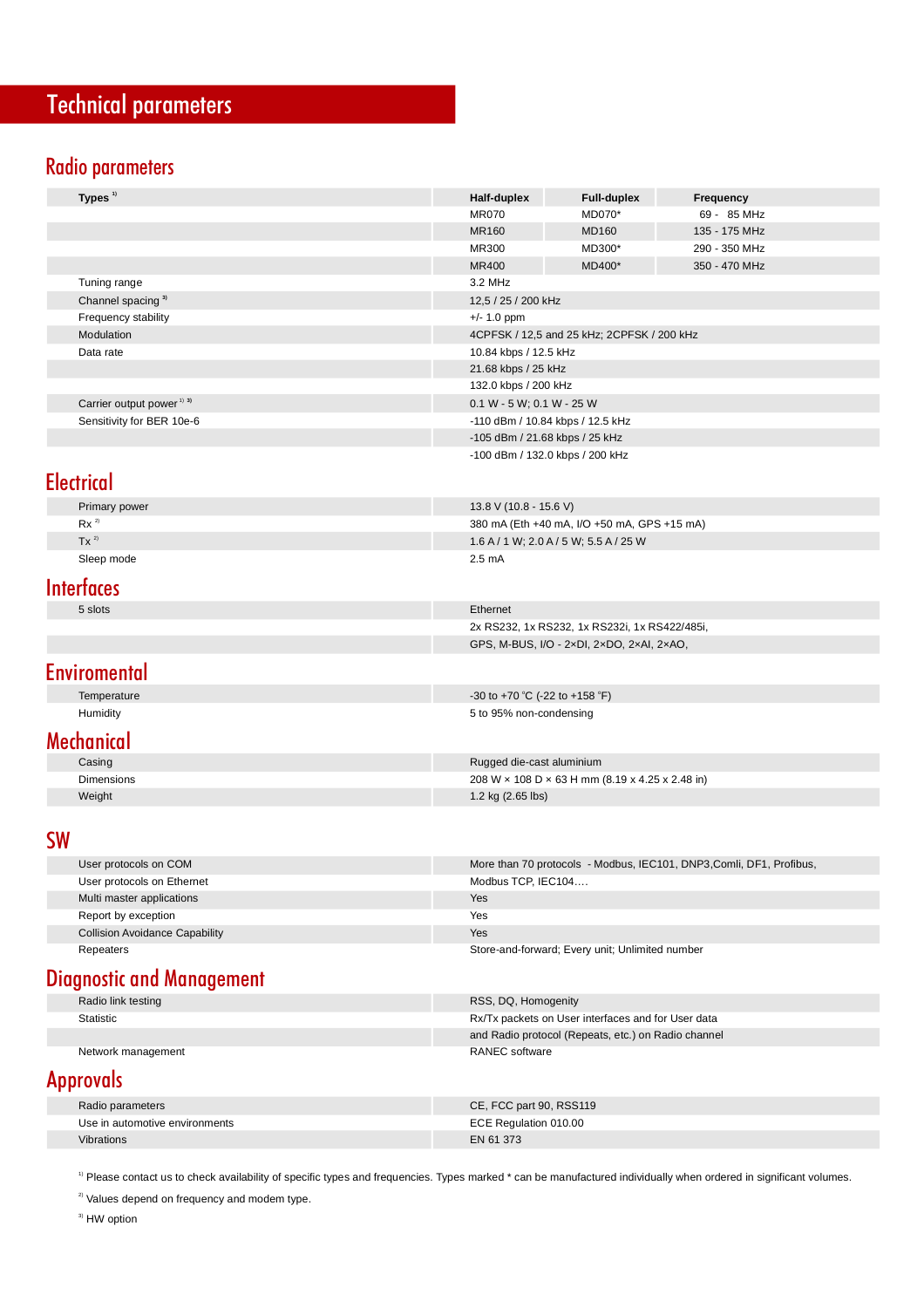# Technical parameters

## Radio parameters

| Types [1] | Half-duplex | Full-duplex | Frequency |
|---|---|---|---|
| | MR070 | MD070* | 69 - 85 MHz |
| | MR160 | MD160 | 135 - 175 MHz |
| | MR300 | MD300* | 290 - 350 MHz |
| | MR400 | MD400* | 350 - 470 MHz |
| Tuning range | 3.2 MHz | | |
| Channel spacing [3] | 12,5 / 25 / 200 kHz | | |
| Frequency stability | +/- 1.0 ppm | | |
| Modulation | 4CPFSK / 12,5 and 25 kHz; 2CPFSK / 200 kHz | | |
| Data rate | 10.84 kbps / 12.5 kHz | | |
| | 21.68 kbps / 25 kHz | | |
| | 132.0 kbps / 200 kHz | | |
| Carrier output power [1] [3] | 0.1 W - 5 W; 0.1 W - 25 W | | |
| Sensitivity for BER 10e-6 | -110 dBm / 10.84 kbps / 12.5 kHz | | |
| | -105 dBm / 21.68 kbps / 25 kHz | | |
| | -100 dBm / 132.0 kbps / 200 kHz | | |

## Electrical

| | |
|---|---|
| Primary power | 13.8 V (10.8 - 15.6 V) |
| Rx [2] | 380 mA (Eth +40 mA, I/O +50 mA, GPS +15 mA) |
| Tx [2] | 1.6 A / 1 W; 2.0 A / 5 W; 5.5 A / 25 W |
| Sleep mode | 2.5 mA |

## Interfaces

| | |
|---|---|
| 5 slots | Ethernet |
| | 2x RS232, 1x RS232, 1x RS232i, 1x RS422/485i, |
| | GPS, M-BUS, I/O - 2×DI, 2×DO, 2×AI, 2×AO, |

## Enviromental

| | |
|---|---|
| Temperature | -30 to +70 °C (-22 to +158 °F) |
| Humidity | 5 to 95% non-condensing |

## Mechanical

| | |
|---|---|
| Casing | Rugged die-cast aluminium |
| Dimensions | 208 W × 108 D × 63 H mm (8.19 x 4.25 x 2.48 in) |
| Weight | 1.2 kg (2.65 lbs) |

## SW

| | |
|---|---|
| User protocols on COM | More than 70 protocols - Modbus, IEC101, DNP3,Comli, DF1, Profibus, |
| User protocols on Ethernet | Modbus TCP, IEC104…. |
| Multi master applications | Yes |
| Report by exception | Yes |
| Collision Avoidance Capability | Yes |
| Repeaters | Store-and-forward; Every unit; Unlimited number |

## Diagnostic and Management

| | |
|---|---|
| Radio link testing | RSS, DQ, Homogenity |
| Statistic | Rx/Tx packets on User interfaces and for User data |
| | and Radio protocol (Repeats, etc.) on Radio channel |
| Network management | RANEC software |

## Approvals

| | |
|---|---|
| Radio parameters | CE, FCC part 90, RSS119 |
| Use in automotive environments | ECE Regulation 010.00 |
| Vibrations | EN 61 373 |

[1] Please contact us to check availability of specific types and frequencies. Types marked * can be manufactured individually when ordered in significant volumes.

[2] Values depend on frequency and modem type.

[3] HW option